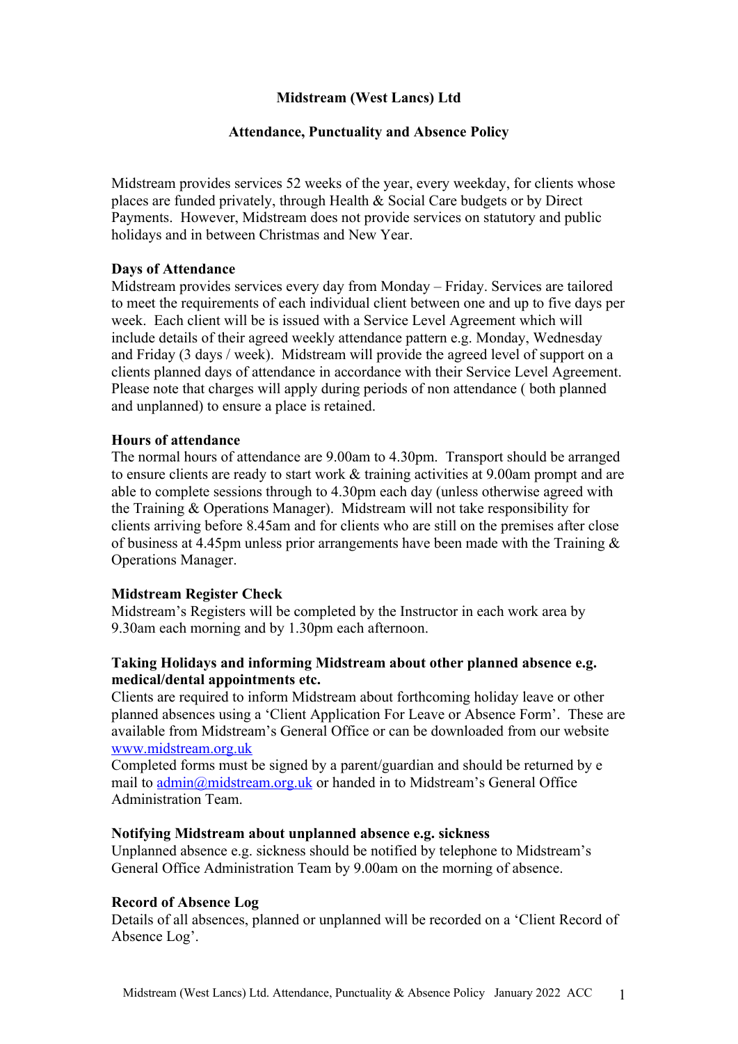# Midstream (West Lancs) Ltd

## Attendance, Punctuality and Absence Policy

Midstream provides services 52 weeks of the year, every weekday, for clients whose places are funded privately, through Health & Social Care budgets or by Direct Payments. However, Midstream does not provide services on statutory and public holidays and in between Christmas and New Year.

### Days of Attendance

Midstream provides services every day from Monday – Friday. Services are tailored to meet the requirements of each individual client between one and up to five days per week. Each client will be is issued with a Service Level Agreement which will include details of their agreed weekly attendance pattern e.g. Monday, Wednesday and Friday (3 days / week). Midstream will provide the agreed level of support on a clients planned days of attendance in accordance with their Service Level Agreement. Please note that charges will apply during periods of non attendance ( both planned and unplanned) to ensure a place is retained.

### Hours of attendance

The normal hours of attendance are 9.00am to 4.30pm. Transport should be arranged to ensure clients are ready to start work & training activities at 9.00am prompt and are able to complete sessions through to 4.30pm each day (unless otherwise agreed with the Training & Operations Manager). Midstream will not take responsibility for clients arriving before 8.45am and for clients who are still on the premises after close of business at 4.45pm unless prior arrangements have been made with the Training & Operations Manager.

### Midstream Register Check

Midstream's Registers will be completed by the Instructor in each work area by 9.30am each morning and by 1.30pm each afternoon.

### Taking Holidays and informing Midstream about other planned absence e.g. medical/dental appointments etc.

Clients are required to inform Midstream about forthcoming holiday leave or other planned absences using a 'Client Application For Leave or Absence Form'. These are available from Midstream's General Office or can be downloaded from our website www.midstream.org.uk

Completed forms must be signed by a parent/guardian and should be returned by e mail to admin@midstream.org.uk or handed in to Midstream's General Office Administration Team.

### Notifying Midstream about unplanned absence e.g. sickness

Unplanned absence e.g. sickness should be notified by telephone to Midstream's General Office Administration Team by 9.00am on the morning of absence.

### Record of Absence Log

Details of all absences, planned or unplanned will be recorded on a 'Client Record of Absence Log'.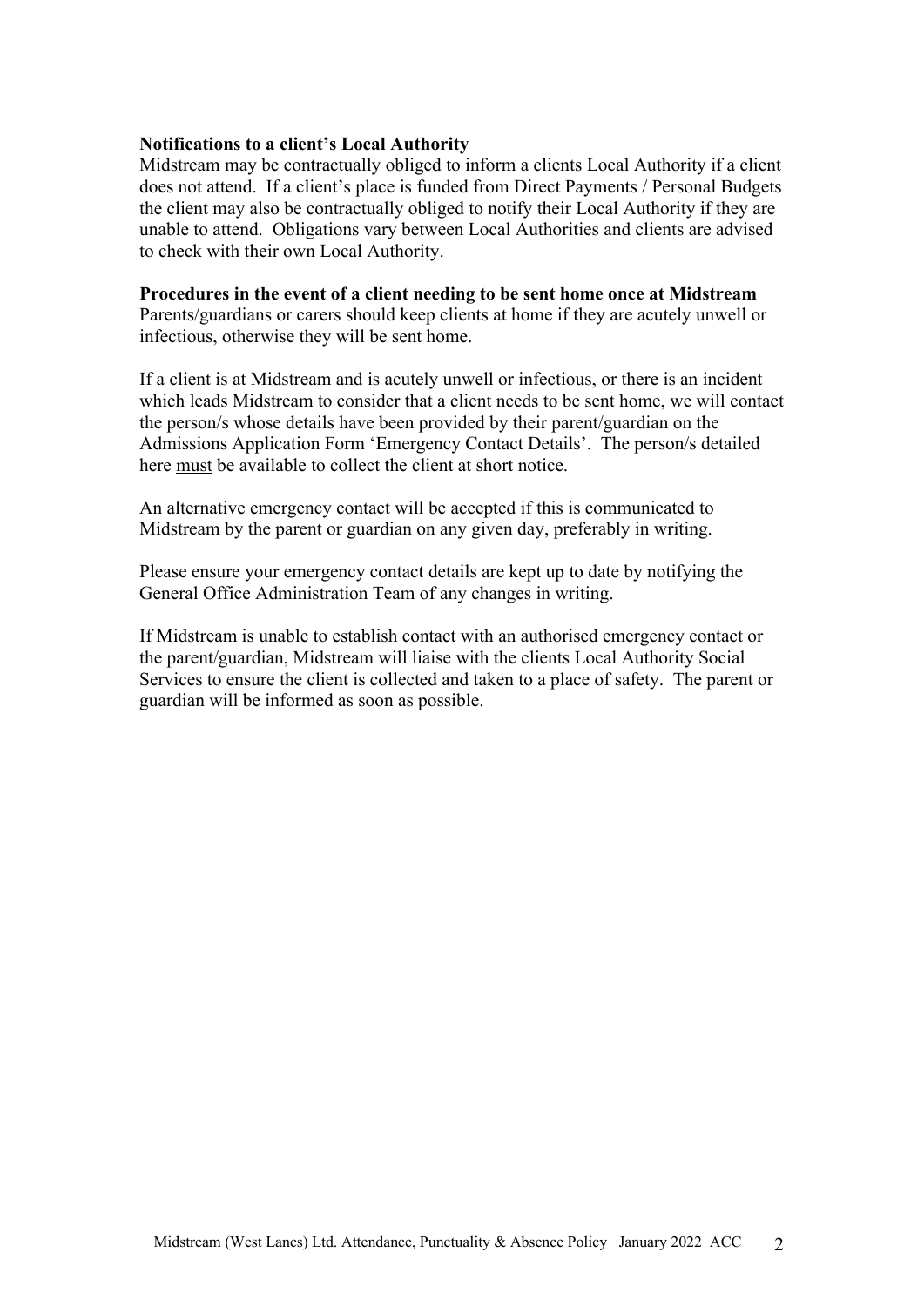**Notifications to a client's Local Authority**

Midstream may be contractually obliged to inform a clients Local Authority if a client does not attend. If a client's place is funded from Direct Payments / Personal Budgets the client may also be contractually obliged to notify their Local Authority if they are unable to attend. Obligations vary between Local Authorities and clients are advised to check with their own Local Authority.

**Procedures in the event of a client needing to be sent home once at Midstream**

Parents/guardians or carers should keep clients at home if they are acutely unwell or infectious, otherwise they will be sent home.

If a client is at Midstream and is acutely unwell or infectious, or there is an incident which leads Midstream to consider that a client needs to be sent home, we will contact the person/s whose details have been provided by their parent/guardian on the Admissions Application Form 'Emergency Contact Details'. The person/s detailed here <u>must</u> be available to collect the client at short notice.

An alternative emergency contact will be accepted if this is communicated to Midstream by the parent or guardian on any given day, preferably in writing.

Please ensure your emergency contact details are kept up to date by notifying the General Office Administration Team of any changes in writing.

If Midstream is unable to establish contact with an authorised emergency contact or the parent/guardian, Midstream will liaise with the clients Local Authority Social Services to ensure the client is collected and taken to a place of safety. The parent or guardian will be informed as soon as possible.